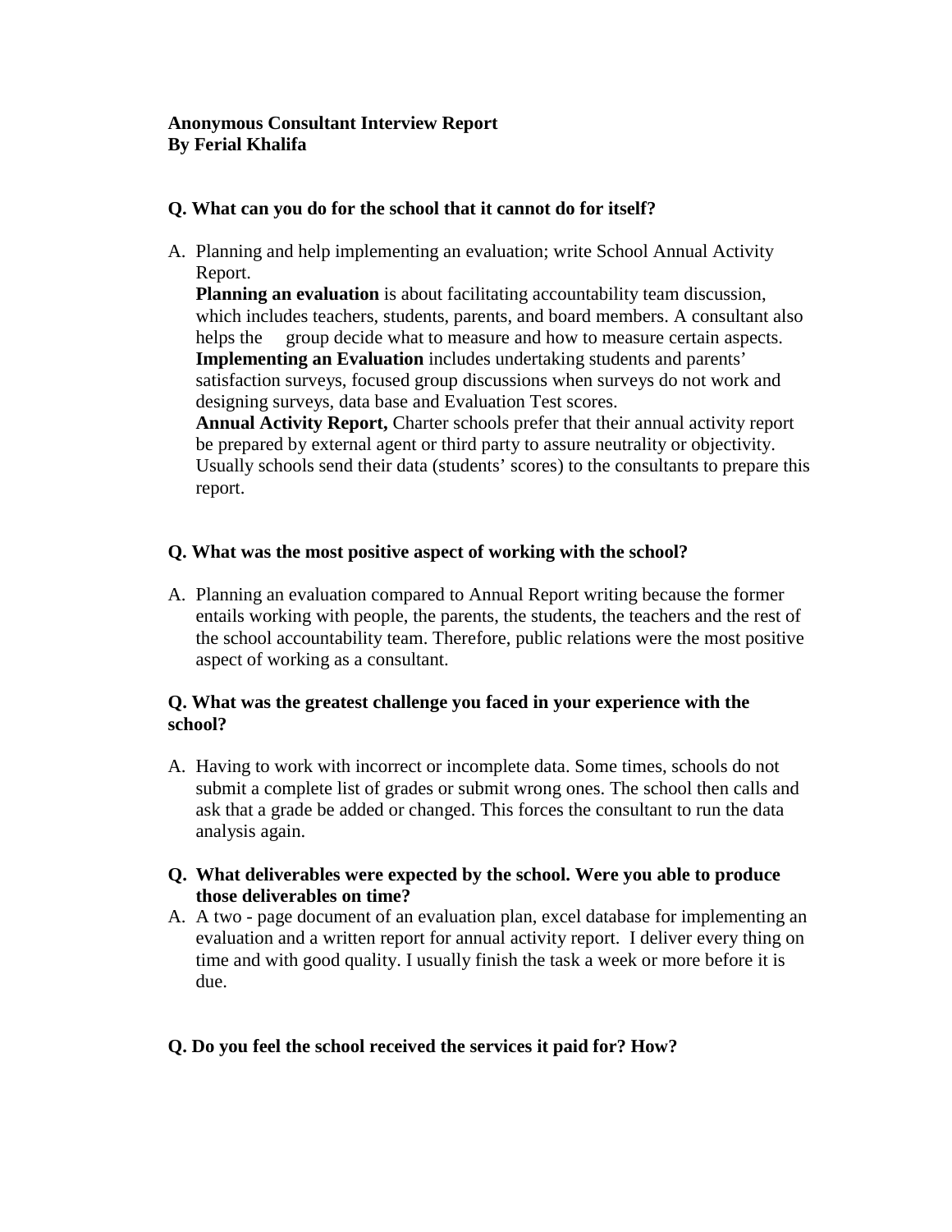**Anonymous Consultant Interview Report**
**By Ferial Khalifa**

**Q. What can you do for the school that it cannot do for itself?**

A. Planning and help implementing an evaluation; write School Annual Activity Report.
**Planning an evaluation** is about facilitating accountability team discussion, which includes teachers, students, parents, and board members. A consultant also helps the group decide what to measure and how to measure certain aspects.
**Implementing an Evaluation** includes undertaking students and parents' satisfaction surveys, focused group discussions when surveys do not work and designing surveys, data base and Evaluation Test scores.
**Annual Activity Report,** Charter schools prefer that their annual activity report be prepared by external agent or third party to assure neutrality or objectivity. Usually schools send their data (students' scores) to the consultants to prepare this report.

**Q. What was the most positive aspect of working with the school?**

A. Planning an evaluation compared to Annual Report writing because the former entails working with people, the parents, the students, the teachers and the rest of the school accountability team. Therefore, public relations were the most positive aspect of working as a consultant.

**Q. What was the greatest challenge you faced in your experience with the school?**

A. Having to work with incorrect or incomplete data. Some times, schools do not submit a complete list of grades or submit wrong ones. The school then calls and ask that a grade be added or changed. This forces the consultant to run the data analysis again.

**Q. What deliverables were expected by the school. Were you able to produce those deliverables on time?**

A. A two - page document of an evaluation plan, excel database for implementing an evaluation and a written report for annual activity report. I deliver every thing on time and with good quality. I usually finish the task a week or more before it is due.

**Q. Do you feel the school received the services it paid for? How?**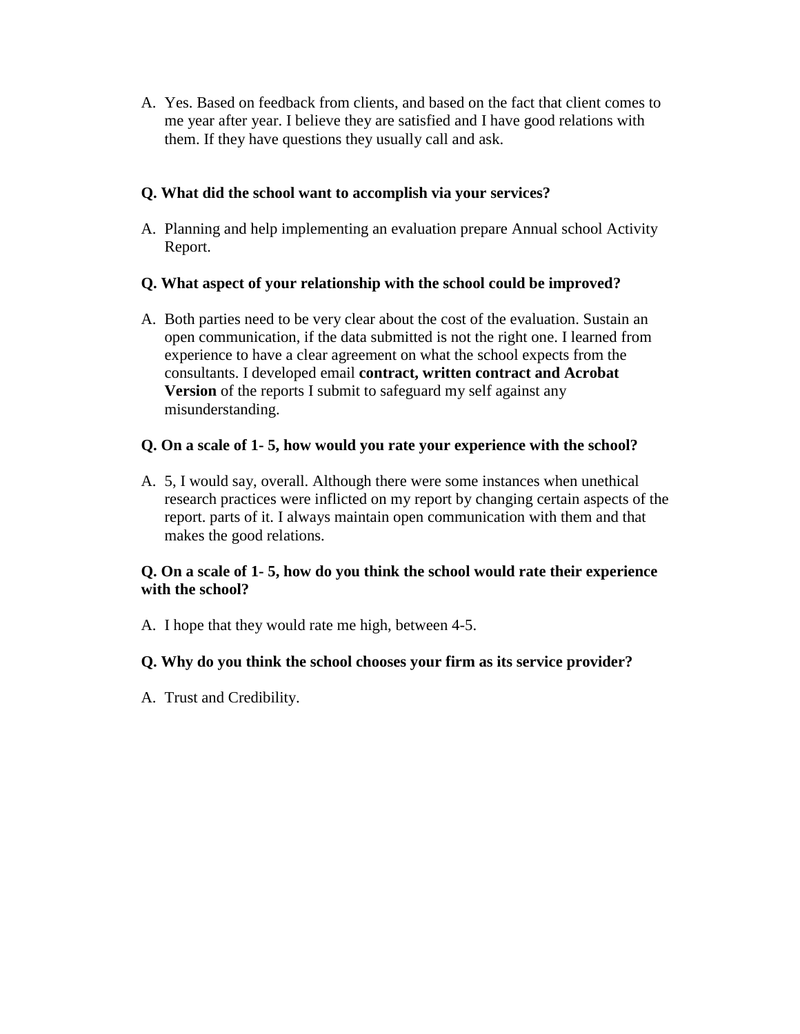A. Yes. Based on feedback from clients, and based on the fact that client comes to me year after year. I believe they are satisfied and I have good relations with them. If they have questions they usually call and ask.

**Q. What did the school want to accomplish via your services?**

A. Planning and help implementing an evaluation prepare Annual school Activity Report.

**Q. What aspect of your relationship with the school could be improved?**

A. Both parties need to be very clear about the cost of the evaluation. Sustain an open communication, if the data submitted is not the right one. I learned from experience to have a clear agreement on what the school expects from the consultants. I developed email **contract, written contract and Acrobat Version** of the reports I submit to safeguard my self against any misunderstanding.

**Q. On a scale of 1- 5, how would you rate your experience with the school?**

A. 5, I would say, overall. Although there were some instances when unethical research practices were inflicted on my report by changing certain aspects of the report. parts of it. I always maintain open communication with them and that makes the good relations.

**Q. On a scale of 1- 5, how do you think the school would rate their experience with the school?**

A. I hope that they would rate me high, between 4-5.

**Q. Why do you think the school chooses your firm as its service provider?**

A. Trust and Credibility.